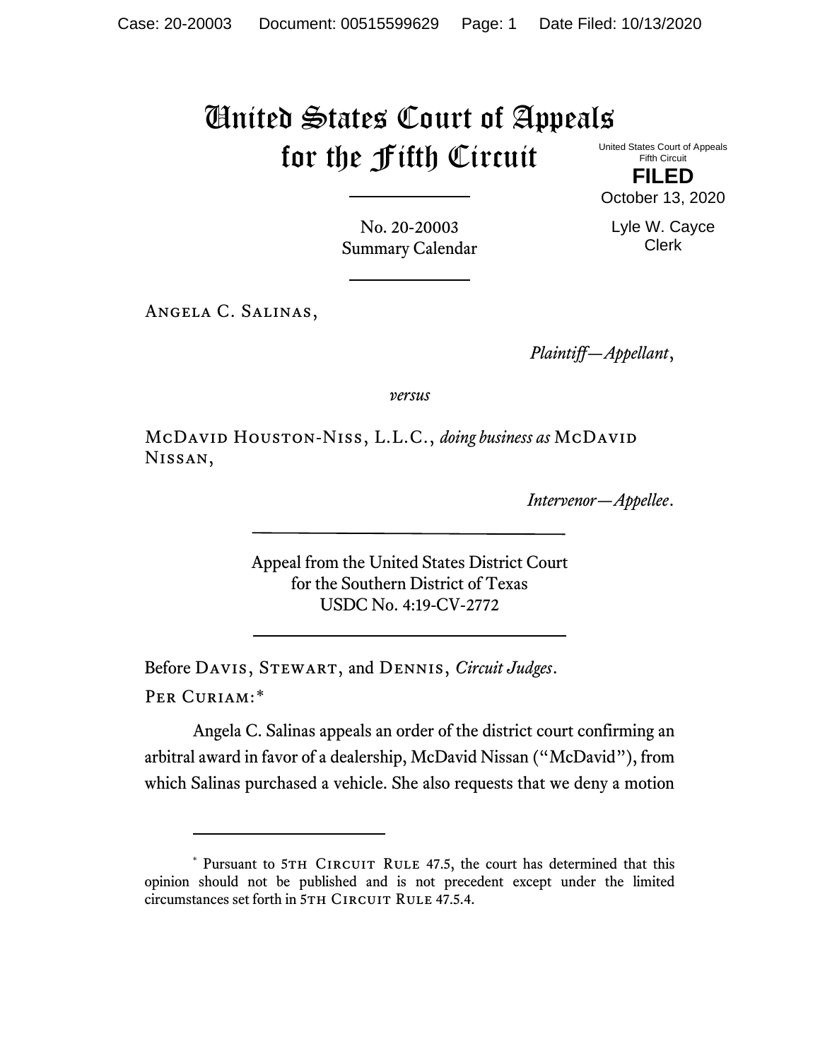# United States Court of Appeals for the Fifth Circuit

United States Court of Appeals
Fifth Circuit

**FILED**

October 13, 2020

Lyle W. Cayce
Clerk

No. 20-20003
Summary Calendar

Angela C. Salinas,

*Plaintiff—Appellant*,

*versus*

McDavid Houston-Niss, L.L.C., *doing business as* McDavid Nissan,

*Intervenor—Appellee*.

Appeal from the United States District Court
for the Southern District of Texas
USDC No. 4:19-CV-2772

Before Davis, Stewart, and Dennis, *Circuit Judges*.

Per Curiam:*

Angela C. Salinas appeals an order of the district court confirming an arbitral award in favor of a dealership, McDavid Nissan ("McDavid"), from which Salinas purchased a vehicle. She also requests that we deny a motion

---

\* Pursuant to 5th Circuit Rule 47.5, the court has determined that this opinion should not be published and is not precedent except under the limited circumstances set forth in 5th Circuit Rule 47.5.4.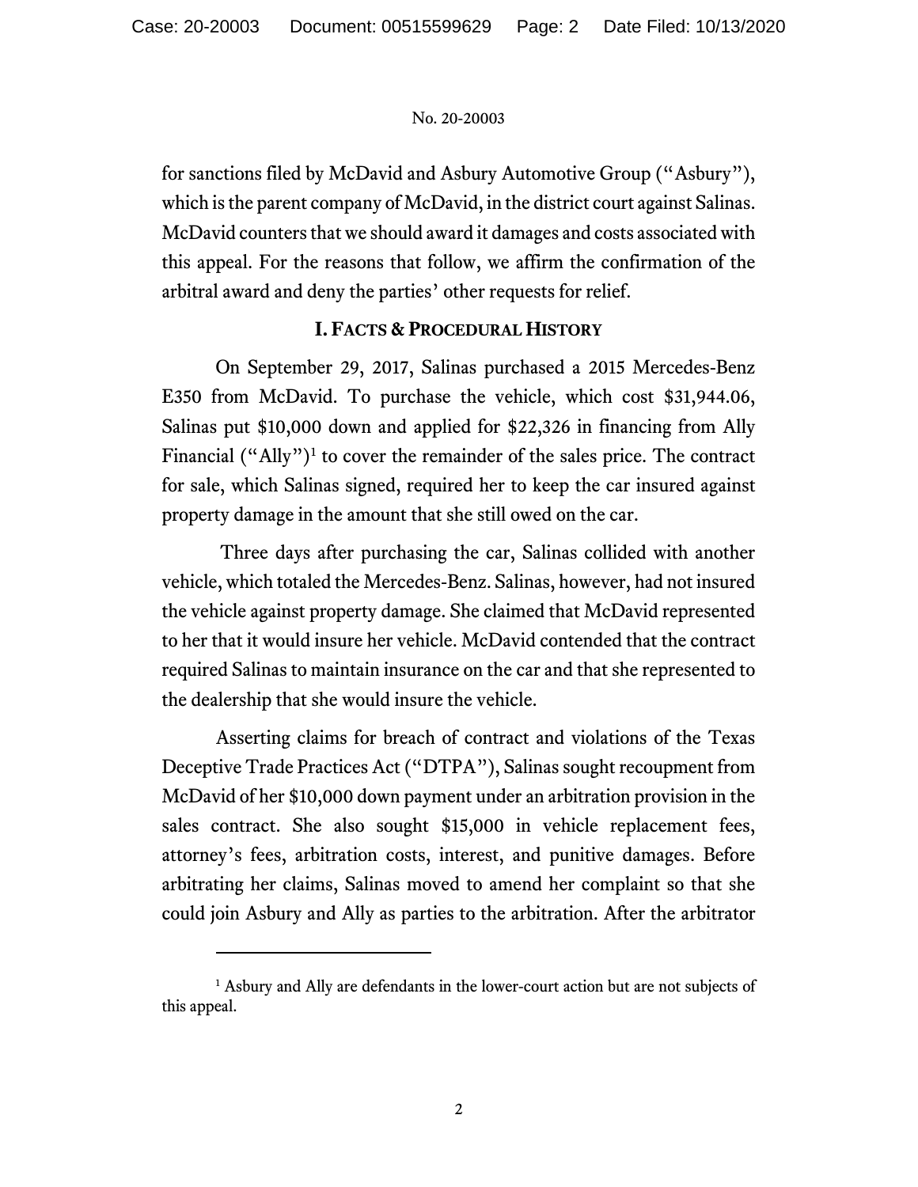for sanctions filed by McDavid and Asbury Automotive Group ("Asbury"), which is the parent company of McDavid, in the district court against Salinas. McDavid counters that we should award it damages and costs associated with this appeal. For the reasons that follow, we affirm the confirmation of the arbitral award and deny the parties' other requests for relief.

## I. Facts & Procedural History

On September 29, 2017, Salinas purchased a 2015 Mercedes-Benz E350 from McDavid. To purchase the vehicle, which cost $31,944.06, Salinas put $10,000 down and applied for $22,326 in financing from Ally Financial ("Ally")[1] to cover the remainder of the sales price. The contract for sale, which Salinas signed, required her to keep the car insured against property damage in the amount that she still owed on the car.

Three days after purchasing the car, Salinas collided with another vehicle, which totaled the Mercedes-Benz. Salinas, however, had not insured the vehicle against property damage. She claimed that McDavid represented to her that it would insure her vehicle. McDavid contended that the contract required Salinas to maintain insurance on the car and that she represented to the dealership that she would insure the vehicle.

Asserting claims for breach of contract and violations of the Texas Deceptive Trade Practices Act ("DTPA"), Salinas sought recoupment from McDavid of her $10,000 down payment under an arbitration provision in the sales contract. She also sought $15,000 in vehicle replacement fees, attorney's fees, arbitration costs, interest, and punitive damages. Before arbitrating her claims, Salinas moved to amend her complaint so that she could join Asbury and Ally as parties to the arbitration. After the arbitrator

---

[1] Asbury and Ally are defendants in the lower-court action but are not subjects of this appeal.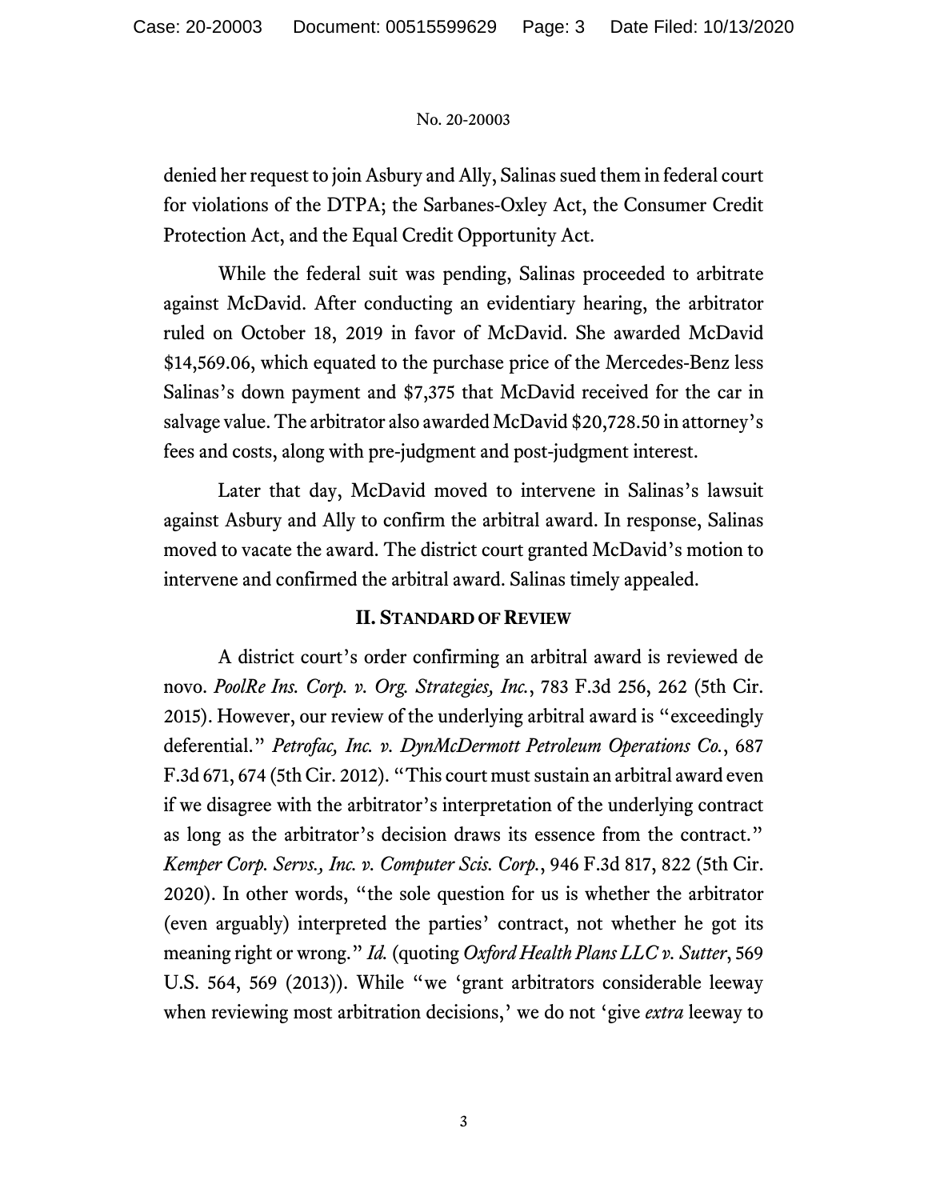denied her request to join Asbury and Ally, Salinas sued them in federal court for violations of the DTPA; the Sarbanes-Oxley Act, the Consumer Credit Protection Act, and the Equal Credit Opportunity Act.

While the federal suit was pending, Salinas proceeded to arbitrate against McDavid. After conducting an evidentiary hearing, the arbitrator ruled on October 18, 2019 in favor of McDavid. She awarded McDavid $14,569.06, which equated to the purchase price of the Mercedes-Benz less Salinas's down payment and $7,375 that McDavid received for the car in salvage value. The arbitrator also awarded McDavid $20,728.50 in attorney's fees and costs, along with pre-judgment and post-judgment interest.

Later that day, McDavid moved to intervene in Salinas's lawsuit against Asbury and Ally to confirm the arbitral award. In response, Salinas moved to vacate the award. The district court granted McDavid's motion to intervene and confirmed the arbitral award. Salinas timely appealed.

## II. Standard of Review

A district court's order confirming an arbitral award is reviewed de novo. *PoolRe Ins. Corp. v. Org. Strategies, Inc.*, 783 F.3d 256, 262 (5th Cir. 2015). However, our review of the underlying arbitral award is "exceedingly deferential." *Petrofac, Inc. v. DynMcDermott Petroleum Operations Co.*, 687 F.3d 671, 674 (5th Cir. 2012). "This court must sustain an arbitral award even if we disagree with the arbitrator's interpretation of the underlying contract as long as the arbitrator's decision draws its essence from the contract." *Kemper Corp. Servs., Inc. v. Computer Scis. Corp.*, 946 F.3d 817, 822 (5th Cir. 2020). In other words, "the sole question for us is whether the arbitrator (even arguably) interpreted the parties' contract, not whether he got its meaning right or wrong." *Id.* (quoting *Oxford Health Plans LLC v. Sutter*, 569 U.S. 564, 569 (2013)). While "we 'grant arbitrators considerable leeway when reviewing most arbitration decisions,' we do not 'give *extra* leeway to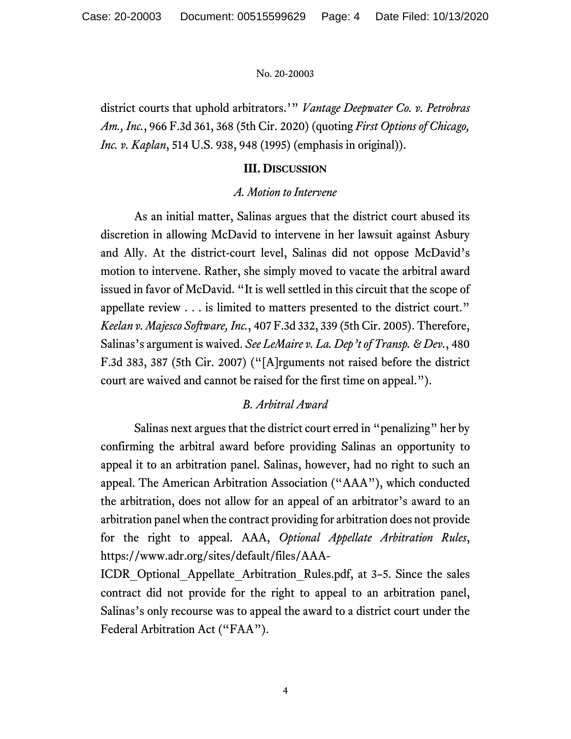district courts that uphold arbitrators.'" *Vantage Deepwater Co. v. Petrobras Am., Inc.*, 966 F.3d 361, 368 (5th Cir. 2020) (quoting *First Options of Chicago, Inc. v. Kaplan*, 514 U.S. 938, 948 (1995) (emphasis in original)).

## III. Discussion

### *A. Motion to Intervene*

As an initial matter, Salinas argues that the district court abused its discretion in allowing McDavid to intervene in her lawsuit against Asbury and Ally. At the district-court level, Salinas did not oppose McDavid's motion to intervene. Rather, she simply moved to vacate the arbitral award issued in favor of McDavid. "It is well settled in this circuit that the scope of appellate review . . . is limited to matters presented to the district court." *Keelan v. Majesco Software, Inc.*, 407 F.3d 332, 339 (5th Cir. 2005). Therefore, Salinas's argument is waived. *See LeMaire v. La. Dep't of Transp. & Dev.*, 480 F.3d 383, 387 (5th Cir. 2007) ("[A]rguments not raised before the district court are waived and cannot be raised for the first time on appeal.").

### *B. Arbitral Award*

Salinas next argues that the district court erred in "penalizing" her by confirming the arbitral award before providing Salinas an opportunity to appeal it to an arbitration panel. Salinas, however, had no right to such an appeal. The American Arbitration Association ("AAA"), which conducted the arbitration, does not allow for an appeal of an arbitrator's award to an arbitration panel when the contract providing for arbitration does not provide for the right to appeal. AAA, *Optional Appellate Arbitration Rules*, https://www.adr.org/sites/default/files/AAA-ICDR_Optional_Appellate_Arbitration_Rules.pdf, at 3–5. Since the sales contract did not provide for the right to appeal to an arbitration panel, Salinas's only recourse was to appeal the award to a district court under the Federal Arbitration Act ("FAA").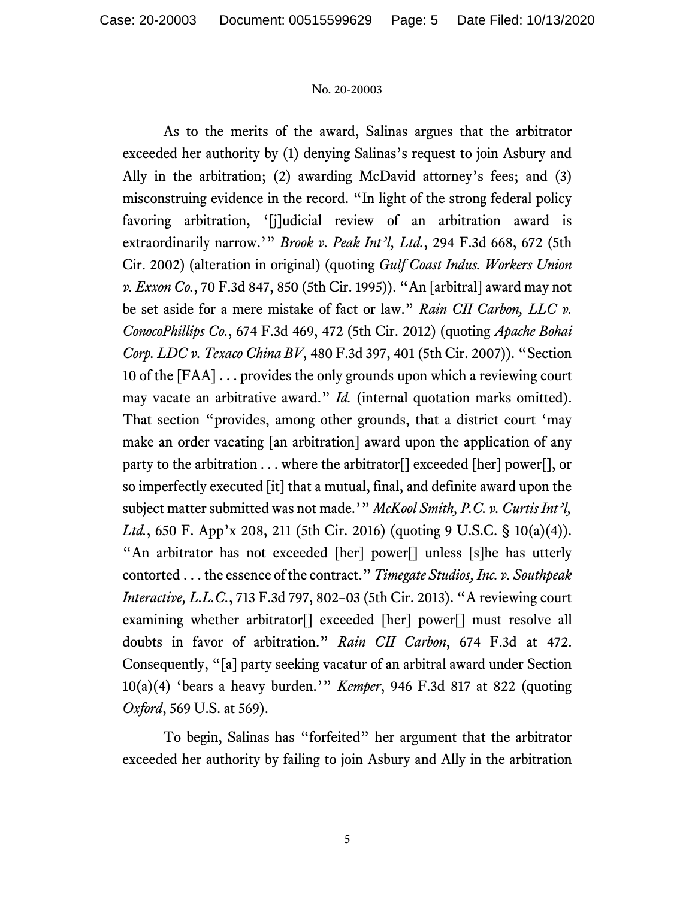As to the merits of the award, Salinas argues that the arbitrator exceeded her authority by (1) denying Salinas's request to join Asbury and Ally in the arbitration; (2) awarding McDavid attorney's fees; and (3) misconstruing evidence in the record. "In light of the strong federal policy favoring arbitration, '[j]udicial review of an arbitration award is extraordinarily narrow.'" *Brook v. Peak Int'l, Ltd.*, 294 F.3d 668, 672 (5th Cir. 2002) (alteration in original) (quoting *Gulf Coast Indus. Workers Union v. Exxon Co.*, 70 F.3d 847, 850 (5th Cir. 1995)). "An [arbitral] award may not be set aside for a mere mistake of fact or law." *Rain CII Carbon, LLC v. ConocoPhillips Co.*, 674 F.3d 469, 472 (5th Cir. 2012) (quoting *Apache Bohai Corp. LDC v. Texaco China BV*, 480 F.3d 397, 401 (5th Cir. 2007)). "Section 10 of the [FAA] . . . provides the only grounds upon which a reviewing court may vacate an arbitrative award." *Id.* (internal quotation marks omitted). That section "provides, among other grounds, that a district court 'may make an order vacating [an arbitration] award upon the application of any party to the arbitration . . . where the arbitrator[] exceeded [her] power[], or so imperfectly executed [it] that a mutual, final, and definite award upon the subject matter submitted was not made.'" *McKool Smith, P.C. v. Curtis Int'l, Ltd.*, 650 F. App'x 208, 211 (5th Cir. 2016) (quoting 9 U.S.C. § 10(a)(4)). "An arbitrator has not exceeded [her] power[] unless [s]he has utterly contorted . . . the essence of the contract." *Timegate Studios, Inc. v. Southpeak Interactive, L.L.C.*, 713 F.3d 797, 802–03 (5th Cir. 2013). "A reviewing court examining whether arbitrator[] exceeded [her] power[] must resolve all doubts in favor of arbitration." *Rain CII Carbon*, 674 F.3d at 472. Consequently, "[a] party seeking vacatur of an arbitral award under Section 10(a)(4) 'bears a heavy burden.'" *Kemper*, 946 F.3d 817 at 822 (quoting *Oxford*, 569 U.S. at 569).

To begin, Salinas has "forfeited" her argument that the arbitrator exceeded her authority by failing to join Asbury and Ally in the arbitration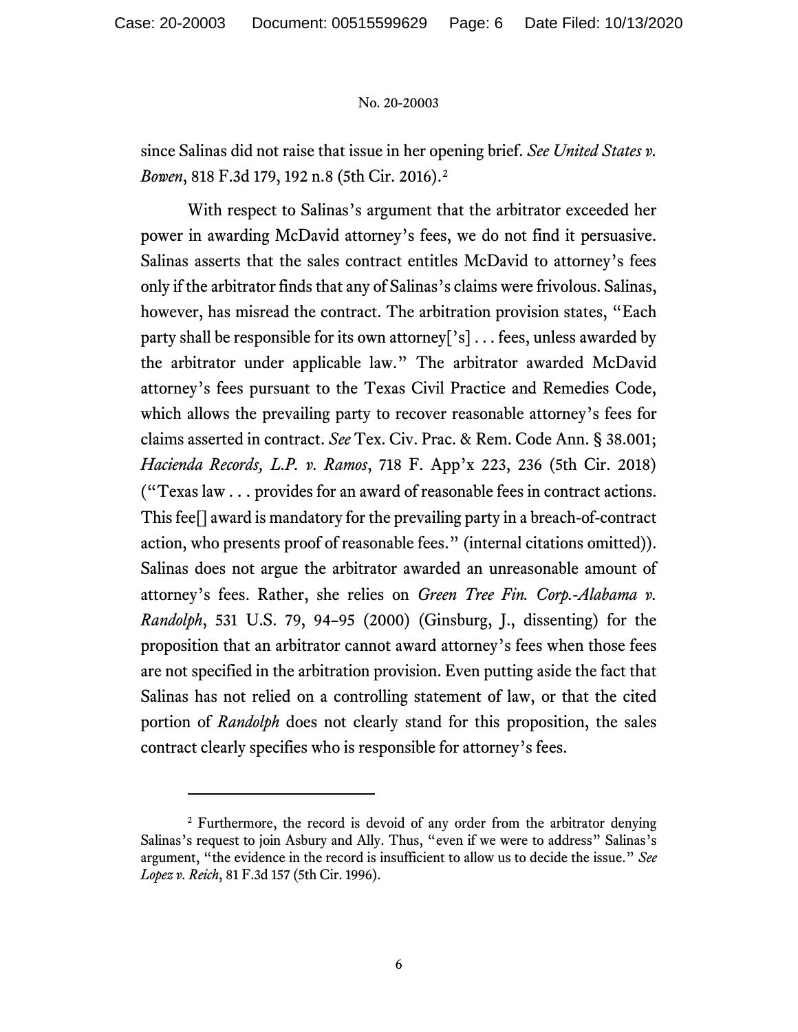since Salinas did not raise that issue in her opening brief. *See United States v. Bowen*, 818 F.3d 179, 192 n.8 (5th Cir. 2016).[2]

With respect to Salinas's argument that the arbitrator exceeded her power in awarding McDavid attorney's fees, we do not find it persuasive. Salinas asserts that the sales contract entitles McDavid to attorney's fees only if the arbitrator finds that any of Salinas's claims were frivolous. Salinas, however, has misread the contract. The arbitration provision states, "Each party shall be responsible for its own attorney['s] . . . fees, unless awarded by the arbitrator under applicable law." The arbitrator awarded McDavid attorney's fees pursuant to the Texas Civil Practice and Remedies Code, which allows the prevailing party to recover reasonable attorney's fees for claims asserted in contract. *See* Tex. Civ. Prac. & Rem. Code Ann. § 38.001; *Hacienda Records, L.P. v. Ramos*, 718 F. App'x 223, 236 (5th Cir. 2018) ("Texas law . . . provides for an award of reasonable fees in contract actions. This fee[] award is mandatory for the prevailing party in a breach-of-contract action, who presents proof of reasonable fees." (internal citations omitted)). Salinas does not argue the arbitrator awarded an unreasonable amount of attorney's fees. Rather, she relies on *Green Tree Fin. Corp.-Alabama v. Randolph*, 531 U.S. 79, 94–95 (2000) (Ginsburg, J., dissenting) for the proposition that an arbitrator cannot award attorney's fees when those fees are not specified in the arbitration provision. Even putting aside the fact that Salinas has not relied on a controlling statement of law, or that the cited portion of *Randolph* does not clearly stand for this proposition, the sales contract clearly specifies who is responsible for attorney's fees.

---

[2] Furthermore, the record is devoid of any order from the arbitrator denying Salinas's request to join Asbury and Ally. Thus, "even if we were to address" Salinas's argument, "the evidence in the record is insufficient to allow us to decide the issue." *See Lopez v. Reich*, 81 F.3d 157 (5th Cir. 1996).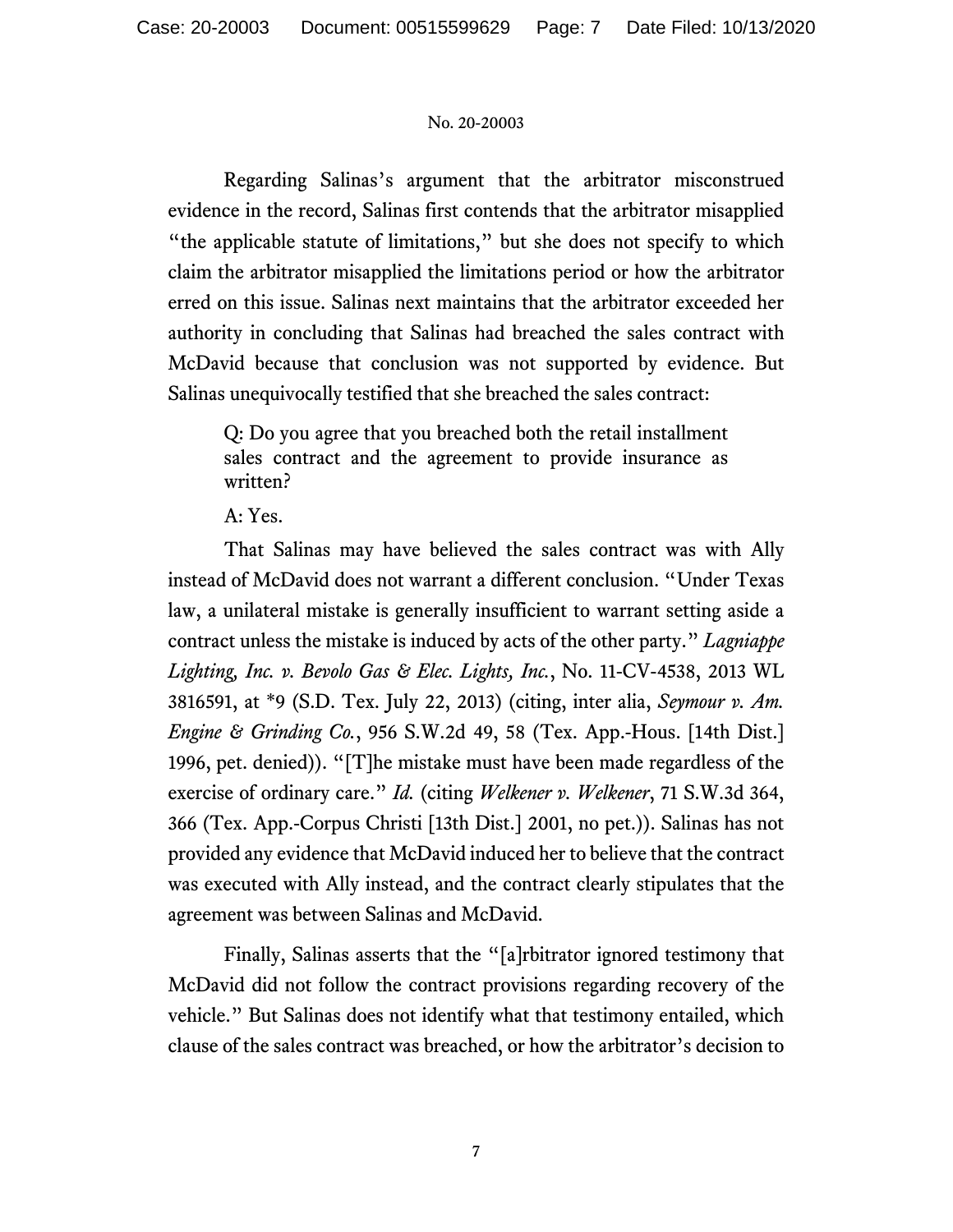Regarding Salinas's argument that the arbitrator misconstrued evidence in the record, Salinas first contends that the arbitrator misapplied "the applicable statute of limitations," but she does not specify to which claim the arbitrator misapplied the limitations period or how the arbitrator erred on this issue. Salinas next maintains that the arbitrator exceeded her authority in concluding that Salinas had breached the sales contract with McDavid because that conclusion was not supported by evidence. But Salinas unequivocally testified that she breached the sales contract:

> Q: Do you agree that you breached both the retail installment sales contract and the agreement to provide insurance as written?
>
> A: Yes.

That Salinas may have believed the sales contract was with Ally instead of McDavid does not warrant a different conclusion. "Under Texas law, a unilateral mistake is generally insufficient to warrant setting aside a contract unless the mistake is induced by acts of the other party." *Lagniappe Lighting, Inc. v. Bevolo Gas & Elec. Lights, Inc.*, No. 11-CV-4538, 2013 WL 3816591, at *9 (S.D. Tex. July 22, 2013) (citing, inter alia, *Seymour v. Am. Engine & Grinding Co.*, 956 S.W.2d 49, 58 (Tex. App.-Hous. [14th Dist.] 1996, pet. denied)). "[T]he mistake must have been made regardless of the exercise of ordinary care." *Id.* (citing *Welkener v. Welkener*, 71 S.W.3d 364, 366 (Tex. App.-Corpus Christi [13th Dist.] 2001, no pet.)). Salinas has not provided any evidence that McDavid induced her to believe that the contract was executed with Ally instead, and the contract clearly stipulates that the agreement was between Salinas and McDavid.

Finally, Salinas asserts that the "[a]rbitrator ignored testimony that McDavid did not follow the contract provisions regarding recovery of the vehicle." But Salinas does not identify what that testimony entailed, which clause of the sales contract was breached, or how the arbitrator's decision to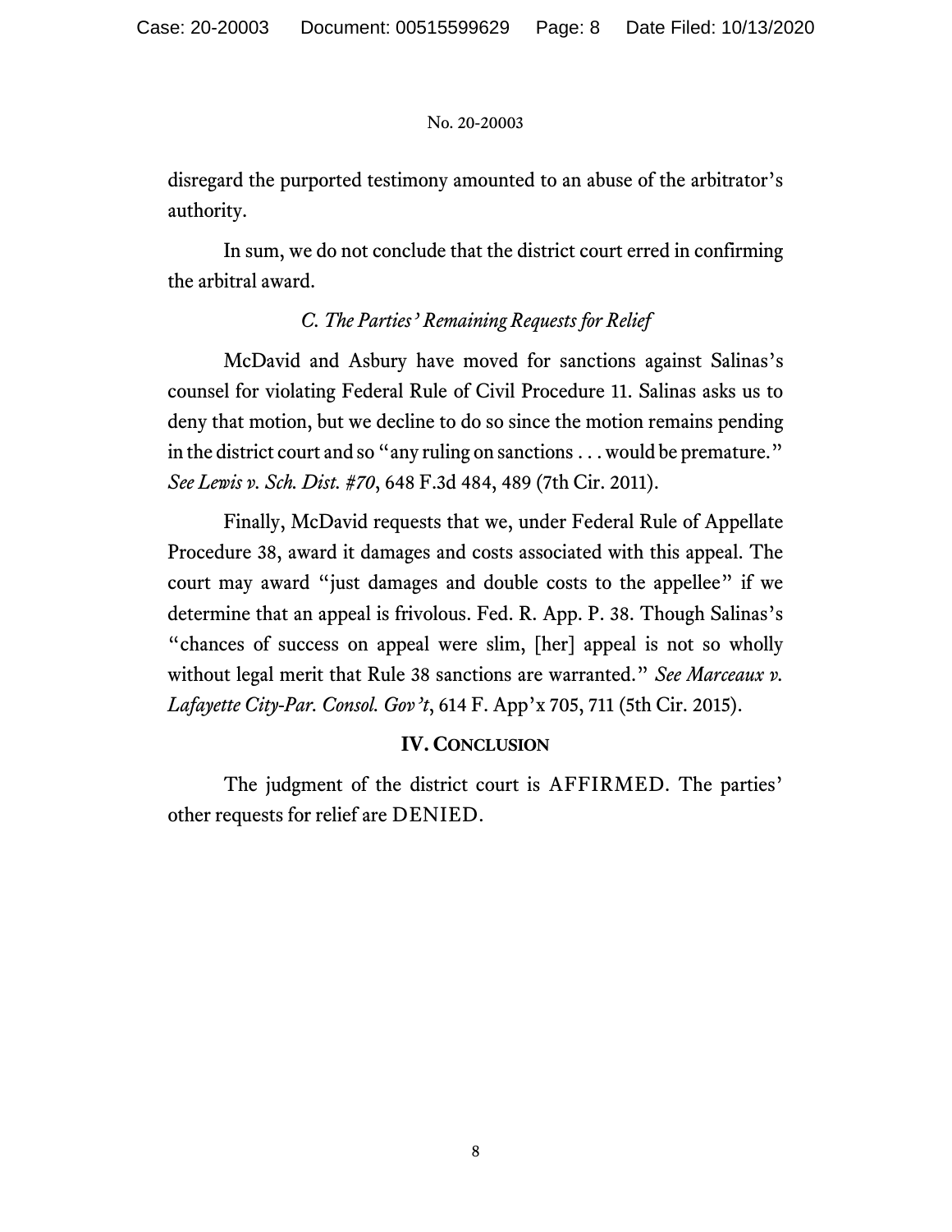disregard the purported testimony amounted to an abuse of the arbitrator's authority.

In sum, we do not conclude that the district court erred in confirming the arbitral award.

### *C. The Parties' Remaining Requests for Relief*

McDavid and Asbury have moved for sanctions against Salinas's counsel for violating Federal Rule of Civil Procedure 11. Salinas asks us to deny that motion, but we decline to do so since the motion remains pending in the district court and so "any ruling on sanctions . . . would be premature." *See Lewis v. Sch. Dist. #70*, 648 F.3d 484, 489 (7th Cir. 2011).

Finally, McDavid requests that we, under Federal Rule of Appellate Procedure 38, award it damages and costs associated with this appeal. The court may award "just damages and double costs to the appellee" if we determine that an appeal is frivolous. Fed. R. App. P. 38. Though Salinas's "chances of success on appeal were slim, [her] appeal is not so wholly without legal merit that Rule 38 sanctions are warranted." *See Marceaux v. Lafayette City-Par. Consol. Gov't*, 614 F. App'x 705, 711 (5th Cir. 2015).

## IV. Conclusion

The judgment of the district court is AFFIRMED. The parties' other requests for relief are DENIED.